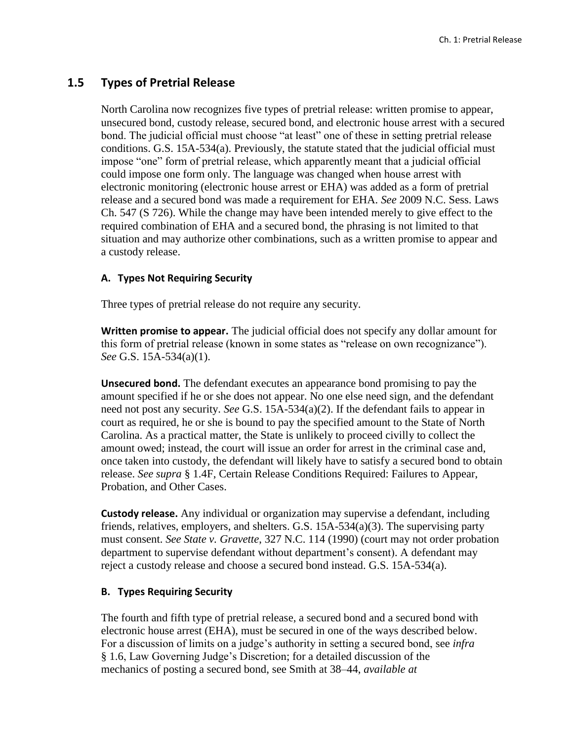## 1.5 Types of Pretrial Release

North Carolina now recognizes five types of pretrial release: written promise to appear, unsecured bond, custody release, secured bond, and electronic house arrest with a secured bond. The judicial official must choose "at least" one of these in setting pretrial release conditions. G.S. 15A-534(a). Previously, the statute stated that the judicial official must impose "one" form of pretrial release, which apparently meant that a judicial official could impose one form only. The language was changed when house arrest with electronic monitoring (electronic house arrest or EHA) was added as a form of pretrial release and a secured bond was made a requirement for EHA. *See* 2009 N.C. Sess. Laws Ch. 547 (S 726). While the change may have been intended merely to give effect to the required combination of EHA and a secured bond, the phrasing is not limited to that situation and may authorize other combinations, such as a written promise to appear and a custody release.

### A. Types Not Requiring Security

Three types of pretrial release do not require any security.

**Written promise to appear.** The judicial official does not specify any dollar amount for this form of pretrial release (known in some states as "release on own recognizance"). *See* G.S. 15A-534(a)(1).

**Unsecured bond.** The defendant executes an appearance bond promising to pay the amount specified if he or she does not appear. No one else need sign, and the defendant need not post any security. *See* G.S. 15A-534(a)(2). If the defendant fails to appear in court as required, he or she is bound to pay the specified amount to the State of North Carolina. As a practical matter, the State is unlikely to proceed civilly to collect the amount owed; instead, the court will issue an order for arrest in the criminal case and, once taken into custody, the defendant will likely have to satisfy a secured bond to obtain release. *See supra* § 1.4F, Certain Release Conditions Required: Failures to Appear, Probation, and Other Cases.

**Custody release.** Any individual or organization may supervise a defendant, including friends, relatives, employers, and shelters. G.S. 15A-534(a)(3). The supervising party must consent. *See State v. Gravette*, 327 N.C. 114 (1990) (court may not order probation department to supervise defendant without department's consent). A defendant may reject a custody release and choose a secured bond instead. G.S. 15A-534(a).

### B. Types Requiring Security

The fourth and fifth type of pretrial release, a secured bond and a secured bond with electronic house arrest (EHA), must be secured in one of the ways described below. For a discussion of limits on a judge's authority in setting a secured bond, see *infra* § 1.6, Law Governing Judge's Discretion; for a detailed discussion of the mechanics of posting a secured bond, see Smith at 38–44, *available at*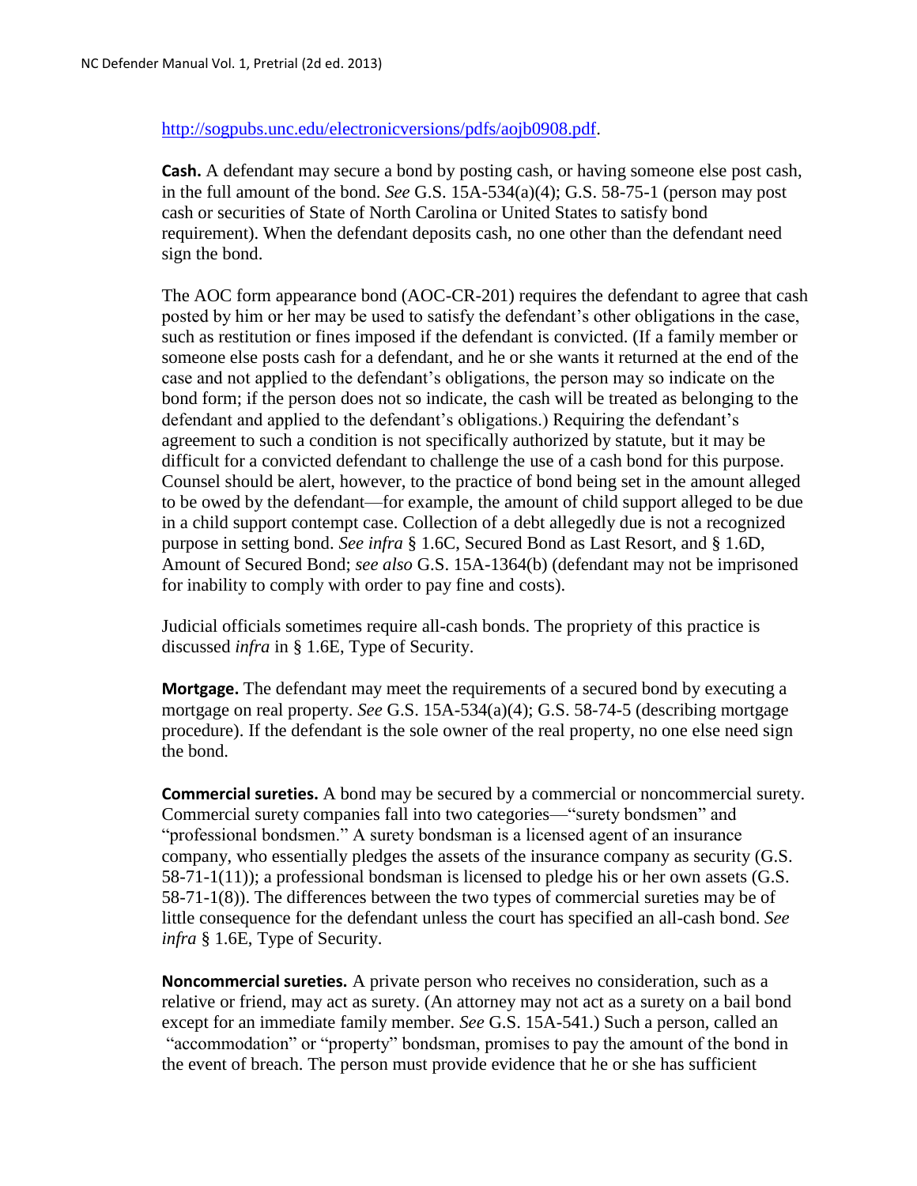http://sogpubs.unc.edu/electronicversions/pdfs/aojb0908.pdf.

**Cash.** A defendant may secure a bond by posting cash, or having someone else post cash, in the full amount of the bond. *See* G.S. 15A-534(a)(4); G.S. 58-75-1 (person may post cash or securities of State of North Carolina or United States to satisfy bond requirement). When the defendant deposits cash, no one other than the defendant need sign the bond.

The AOC form appearance bond (AOC-CR-201) requires the defendant to agree that cash posted by him or her may be used to satisfy the defendant's other obligations in the case, such as restitution or fines imposed if the defendant is convicted. (If a family member or someone else posts cash for a defendant, and he or she wants it returned at the end of the case and not applied to the defendant's obligations, the person may so indicate on the bond form; if the person does not so indicate, the cash will be treated as belonging to the defendant and applied to the defendant's obligations.) Requiring the defendant's agreement to such a condition is not specifically authorized by statute, but it may be difficult for a convicted defendant to challenge the use of a cash bond for this purpose. Counsel should be alert, however, to the practice of bond being set in the amount alleged to be owed by the defendant—for example, the amount of child support alleged to be due in a child support contempt case. Collection of a debt allegedly due is not a recognized purpose in setting bond. *See infra* § 1.6C, Secured Bond as Last Resort, and § 1.6D, Amount of Secured Bond; *see also* G.S. 15A-1364(b) (defendant may not be imprisoned for inability to comply with order to pay fine and costs).

Judicial officials sometimes require all-cash bonds. The propriety of this practice is discussed *infra* in § 1.6E, Type of Security.

**Mortgage.** The defendant may meet the requirements of a secured bond by executing a mortgage on real property. *See* G.S. 15A-534(a)(4); G.S. 58-74-5 (describing mortgage procedure). If the defendant is the sole owner of the real property, no one else need sign the bond.

**Commercial sureties.** A bond may be secured by a commercial or noncommercial surety. Commercial surety companies fall into two categories—"surety bondsmen" and "professional bondsmen." A surety bondsman is a licensed agent of an insurance company, who essentially pledges the assets of the insurance company as security (G.S. 58-71-1(11)); a professional bondsman is licensed to pledge his or her own assets (G.S. 58-71-1(8)). The differences between the two types of commercial sureties may be of little consequence for the defendant unless the court has specified an all-cash bond. *See infra* § 1.6E, Type of Security.

**Noncommercial sureties.** A private person who receives no consideration, such as a relative or friend, may act as surety. (An attorney may not act as a surety on a bail bond except for an immediate family member. *See* G.S. 15A-541.) Such a person, called an "accommodation" or "property" bondsman, promises to pay the amount of the bond in the event of breach. The person must provide evidence that he or she has sufficient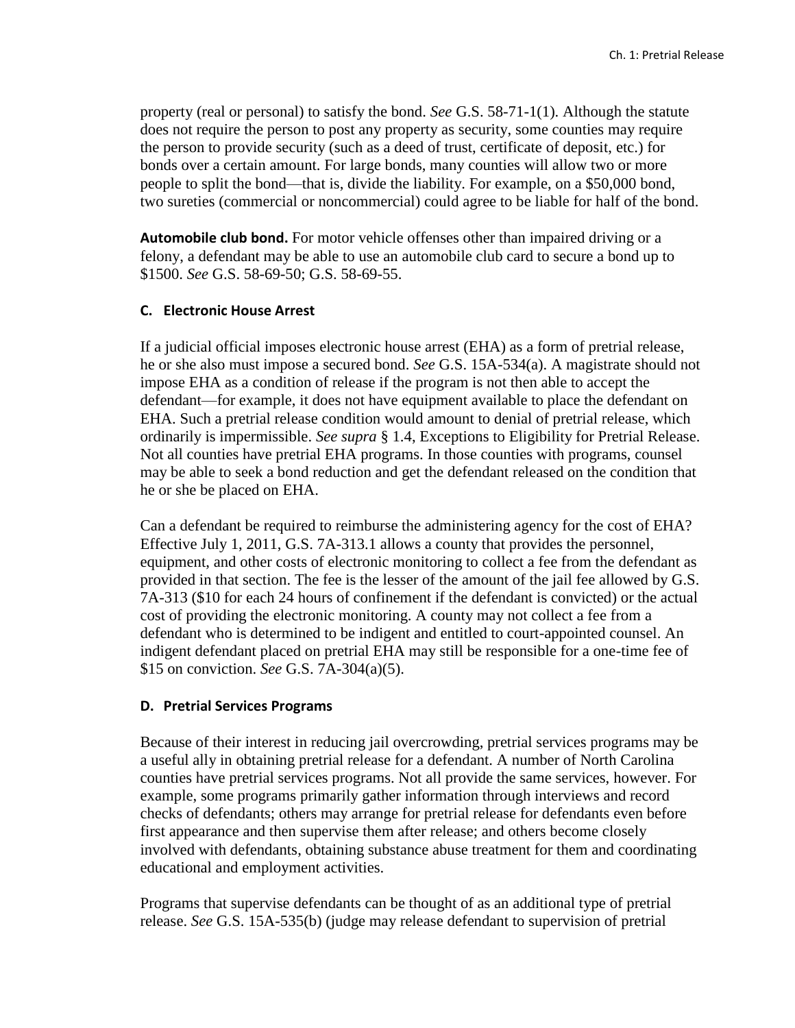property (real or personal) to satisfy the bond. *See* G.S. 58-71-1(1). Although the statute does not require the person to post any property as security, some counties may require the person to provide security (such as a deed of trust, certificate of deposit, etc.) for bonds over a certain amount. For large bonds, many counties will allow two or more people to split the bond—that is, divide the liability. For example, on a $50,000 bond, two sureties (commercial or noncommercial) could agree to be liable for half of the bond.

**Automobile club bond.** For motor vehicle offenses other than impaired driving or a felony, a defendant may be able to use an automobile club card to secure a bond up to $1500. *See* G.S. 58-69-50; G.S. 58-69-55.

### C. Electronic House Arrest

If a judicial official imposes electronic house arrest (EHA) as a form of pretrial release, he or she also must impose a secured bond. *See* G.S. 15A-534(a). A magistrate should not impose EHA as a condition of release if the program is not then able to accept the defendant—for example, it does not have equipment available to place the defendant on EHA. Such a pretrial release condition would amount to denial of pretrial release, which ordinarily is impermissible. *See supra* § 1.4, Exceptions to Eligibility for Pretrial Release. Not all counties have pretrial EHA programs. In those counties with programs, counsel may be able to seek a bond reduction and get the defendant released on the condition that he or she be placed on EHA.

Can a defendant be required to reimburse the administering agency for the cost of EHA? Effective July 1, 2011, G.S. 7A-313.1 allows a county that provides the personnel, equipment, and other costs of electronic monitoring to collect a fee from the defendant as provided in that section. The fee is the lesser of the amount of the jail fee allowed by G.S. 7A-313 ($10 for each 24 hours of confinement if the defendant is convicted) or the actual cost of providing the electronic monitoring. A county may not collect a fee from a defendant who is determined to be indigent and entitled to court-appointed counsel. An indigent defendant placed on pretrial EHA may still be responsible for a one-time fee of $15 on conviction. *See* G.S. 7A-304(a)(5).

### D. Pretrial Services Programs

Because of their interest in reducing jail overcrowding, pretrial services programs may be a useful ally in obtaining pretrial release for a defendant. A number of North Carolina counties have pretrial services programs. Not all provide the same services, however. For example, some programs primarily gather information through interviews and record checks of defendants; others may arrange for pretrial release for defendants even before first appearance and then supervise them after release; and others become closely involved with defendants, obtaining substance abuse treatment for them and coordinating educational and employment activities.

Programs that supervise defendants can be thought of as an additional type of pretrial release. *See* G.S. 15A-535(b) (judge may release defendant to supervision of pretrial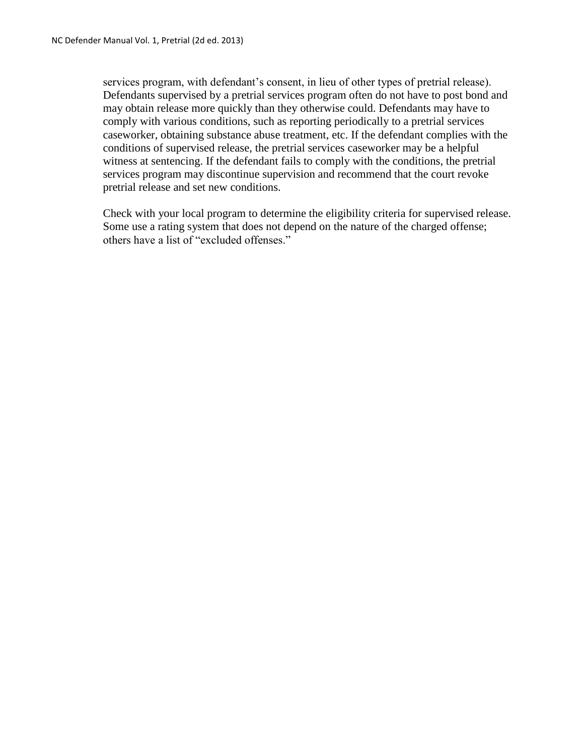services program, with defendant's consent, in lieu of other types of pretrial release). Defendants supervised by a pretrial services program often do not have to post bond and may obtain release more quickly than they otherwise could. Defendants may have to comply with various conditions, such as reporting periodically to a pretrial services caseworker, obtaining substance abuse treatment, etc. If the defendant complies with the conditions of supervised release, the pretrial services caseworker may be a helpful witness at sentencing. If the defendant fails to comply with the conditions, the pretrial services program may discontinue supervision and recommend that the court revoke pretrial release and set new conditions.

Check with your local program to determine the eligibility criteria for supervised release. Some use a rating system that does not depend on the nature of the charged offense; others have a list of "excluded offenses."